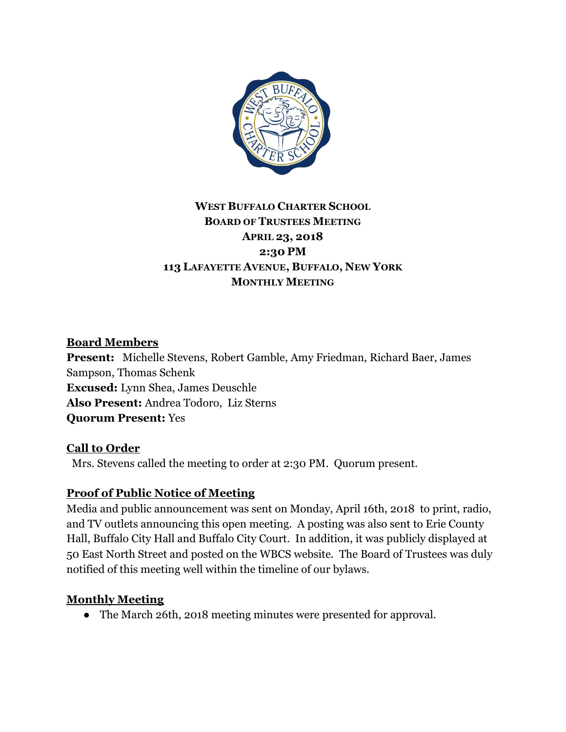**WEST BUFFALO CHARTER SCHOOL**
**BOARD OF TRUSTEES MEETING**
**APRIL 23, 2018**
**2:30 PM**
**113 LAFAYETTE AVENUE, BUFFALO, NEW YORK**
**MONTHLY MEETING**

## Board Members

**Present:** Michelle Stevens, Robert Gamble, Amy Friedman, Richard Baer, James Sampson, Thomas Schenk
**Excused:** Lynn Shea, James Deuschle
**Also Present:** Andrea Todoro, Liz Sterns
**Quorum Present:** Yes

## Call to Order

Mrs. Stevens called the meeting to order at 2:30 PM. Quorum present.

## Proof of Public Notice of Meeting

Media and public announcement was sent on Monday, April 16th, 2018 to print, radio, and TV outlets announcing this open meeting. A posting was also sent to Erie County Hall, Buffalo City Hall and Buffalo City Court. In addition, it was publicly displayed at 50 East North Street and posted on the WBCS website. The Board of Trustees was duly notified of this meeting well within the timeline of our bylaws.

## Monthly Meeting

- The March 26th, 2018 meeting minutes were presented for approval.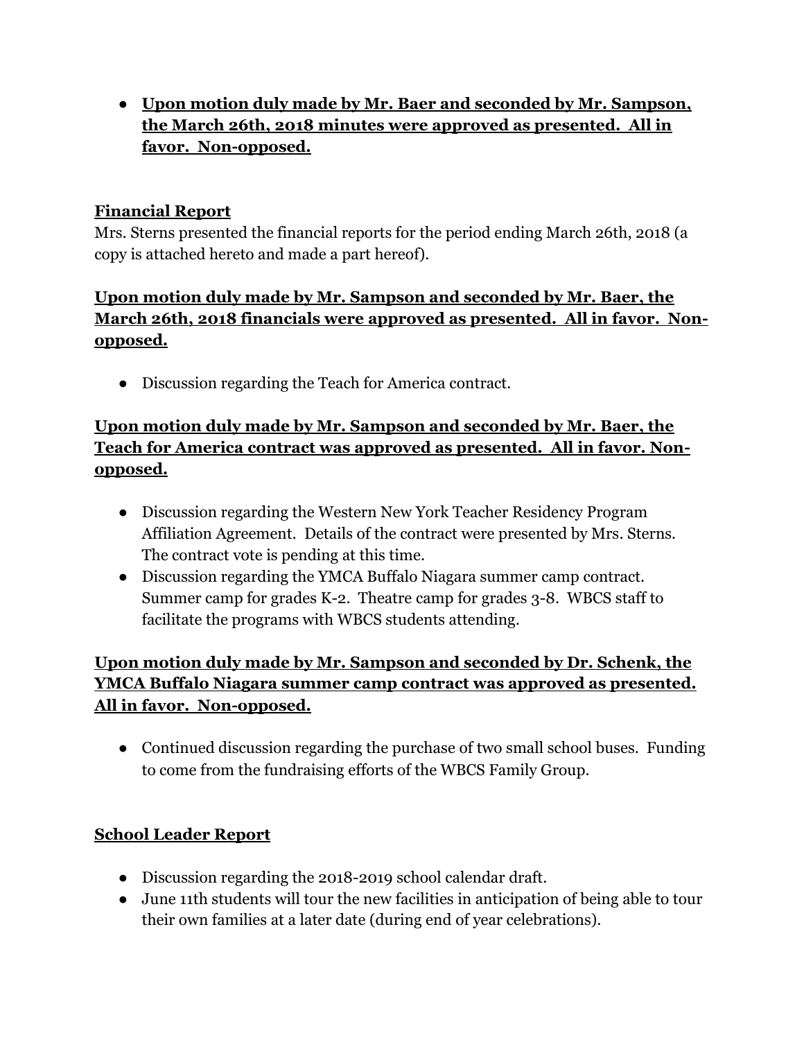- **<u>Upon motion duly made by Mr. Baer and seconded by Mr. Sampson, the March 26th, 2018 minutes were approved as presented. All in favor. Non-opposed.</u>**

**<u>Financial Report</u>**

Mrs. Sterns presented the financial reports for the period ending March 26th, 2018 (a copy is attached hereto and made a part hereof).

**<u>Upon motion duly made by Mr. Sampson and seconded by Mr. Baer, the March 26th, 2018 financials were approved as presented. All in favor. Non-opposed.</u>**

- Discussion regarding the Teach for America contract.

**<u>Upon motion duly made by Mr. Sampson and seconded by Mr. Baer, the Teach for America contract was approved as presented. All in favor. Non-opposed.</u>**

- Discussion regarding the Western New York Teacher Residency Program Affiliation Agreement. Details of the contract were presented by Mrs. Sterns. The contract vote is pending at this time.
- Discussion regarding the YMCA Buffalo Niagara summer camp contract. Summer camp for grades K-2. Theatre camp for grades 3-8. WBCS staff to facilitate the programs with WBCS students attending.

**<u>Upon motion duly made by Mr. Sampson and seconded by Dr. Schenk, the YMCA Buffalo Niagara summer camp contract was approved as presented. All in favor. Non-opposed.</u>**

- Continued discussion regarding the purchase of two small school buses. Funding to come from the fundraising efforts of the WBCS Family Group.

**<u>School Leader Report</u>**

- Discussion regarding the 2018-2019 school calendar draft.
- June 11th students will tour the new facilities in anticipation of being able to tour their own families at a later date (during end of year celebrations).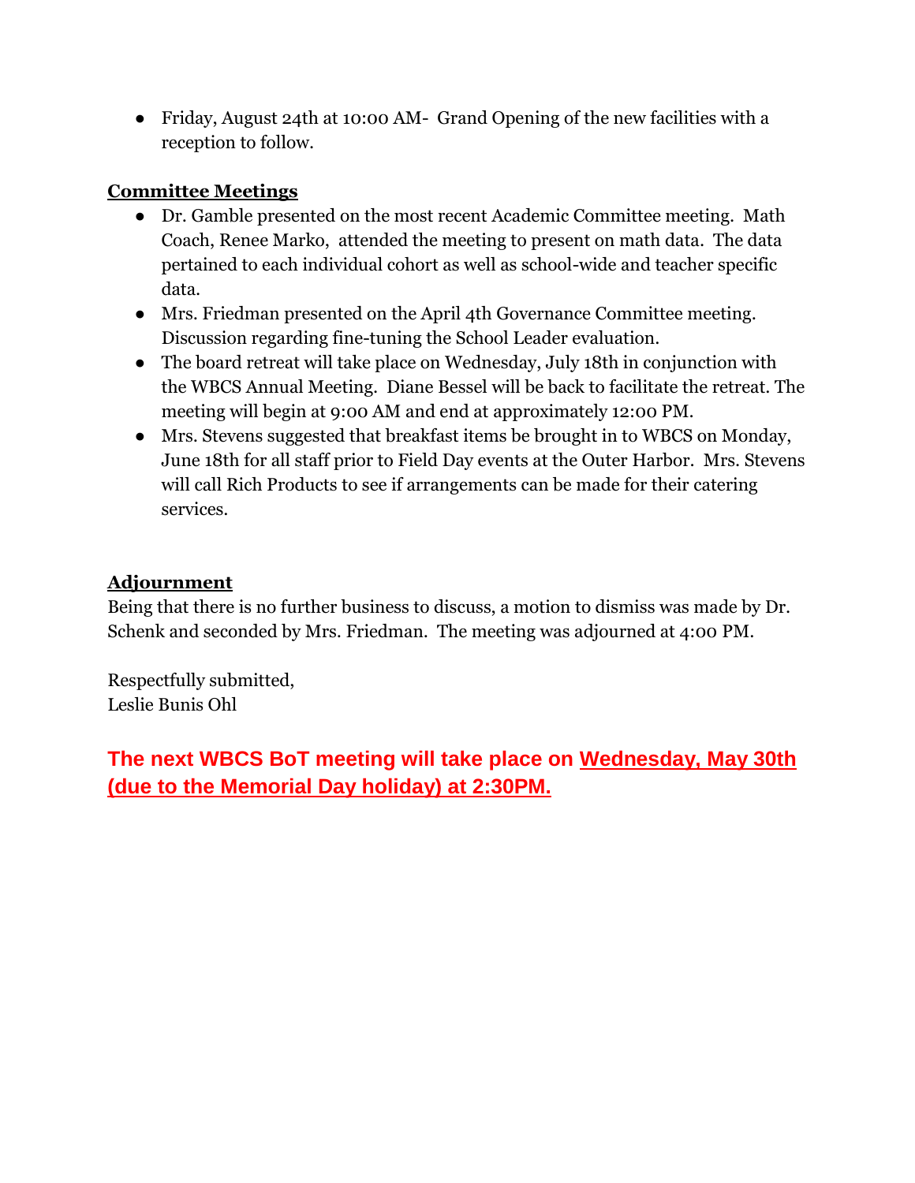- Friday, August 24th at 10:00 AM- Grand Opening of the new facilities with a reception to follow.

**Committee Meetings**

- Dr. Gamble presented on the most recent Academic Committee meeting. Math Coach, Renee Marko, attended the meeting to present on math data. The data pertained to each individual cohort as well as school-wide and teacher specific data.
- Mrs. Friedman presented on the April 4th Governance Committee meeting. Discussion regarding fine-tuning the School Leader evaluation.
- The board retreat will take place on Wednesday, July 18th in conjunction with the WBCS Annual Meeting. Diane Bessel will be back to facilitate the retreat. The meeting will begin at 9:00 AM and end at approximately 12:00 PM.
- Mrs. Stevens suggested that breakfast items be brought in to WBCS on Monday, June 18th for all staff prior to Field Day events at the Outer Harbor. Mrs. Stevens will call Rich Products to see if arrangements can be made for their catering services.

**Adjournment**

Being that there is no further business to discuss, a motion to dismiss was made by Dr. Schenk and seconded by Mrs. Friedman. The meeting was adjourned at 4:00 PM.

Respectfully submitted,
Leslie Bunis Ohl

**The next WBCS BoT meeting will take place on Wednesday, May 30th (due to the Memorial Day holiday) at 2:30PM.**